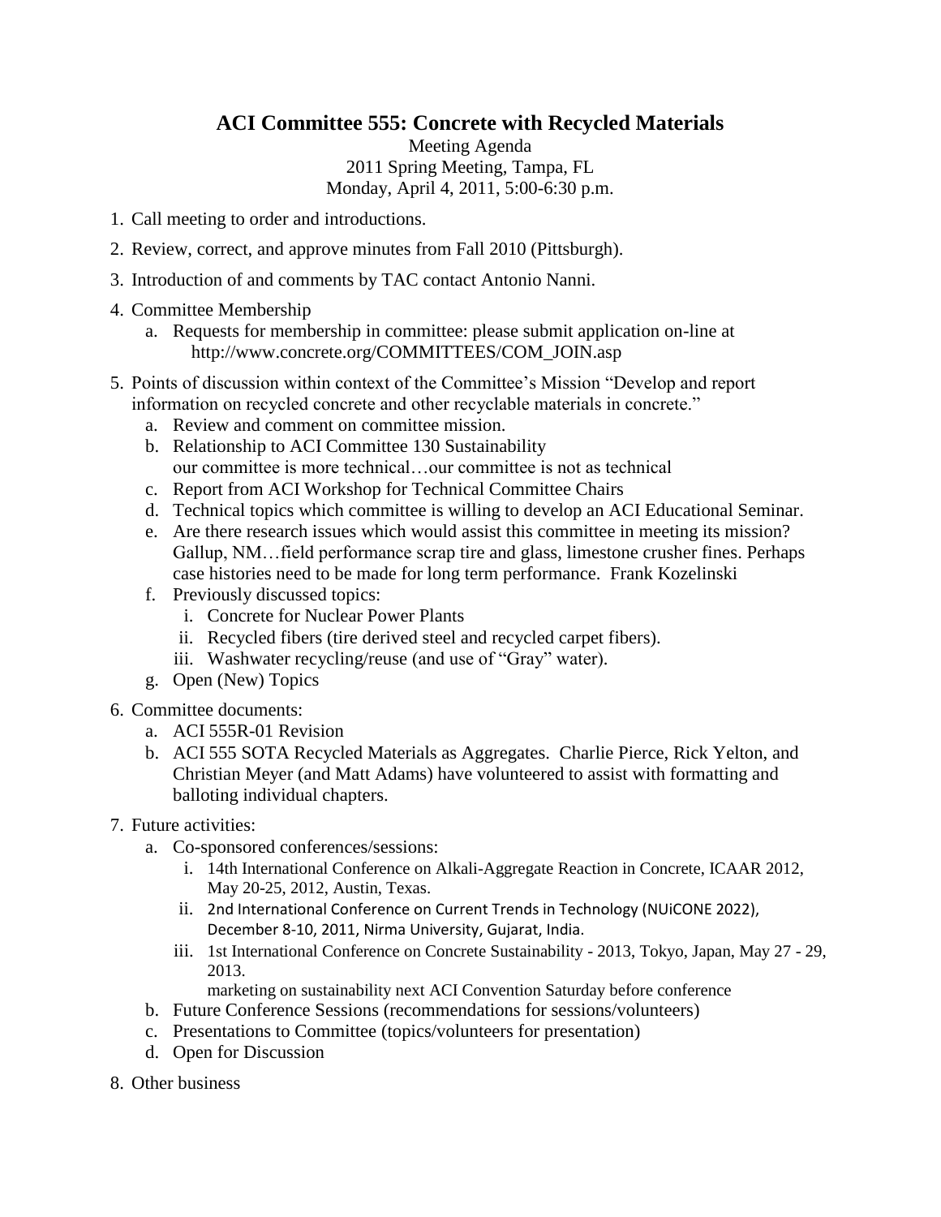# ACI Committee 555: Concrete with Recycled Materials

Meeting Agenda
2011 Spring Meeting, Tampa, FL
Monday, April 4, 2011, 5:00-6:30 p.m.

1. Call meeting to order and introductions.
2. Review, correct, and approve minutes from Fall 2010 (Pittsburgh).
3. Introduction of and comments by TAC contact Antonio Nanni.
4. Committee Membership
   a. Requests for membership in committee: please submit application on-line at http://www.concrete.org/COMMITTEES/COM_JOIN.asp
5. Points of discussion within context of the Committee's Mission "Develop and report information on recycled concrete and other recyclable materials in concrete."
   a. Review and comment on committee mission.
   b. Relationship to ACI Committee 130 Sustainability
      our committee is more technical…our committee is not as technical
   c. Report from ACI Workshop for Technical Committee Chairs
   d. Technical topics which committee is willing to develop an ACI Educational Seminar.
   e. Are there research issues which would assist this committee in meeting its mission? Gallup, NM…field performance scrap tire and glass, limestone crusher fines. Perhaps case histories need to be made for long term performance. Frank Kozelinski
   f. Previously discussed topics:
      i. Concrete for Nuclear Power Plants
      ii. Recycled fibers (tire derived steel and recycled carpet fibers).
      iii. Washwater recycling/reuse (and use of "Gray" water).
   g. Open (New) Topics
6. Committee documents:
   a. ACI 555R-01 Revision
   b. ACI 555 SOTA Recycled Materials as Aggregates. Charlie Pierce, Rick Yelton, and Christian Meyer (and Matt Adams) have volunteered to assist with formatting and balloting individual chapters.
7. Future activities:
   a. Co-sponsored conferences/sessions:
      i. 14th International Conference on Alkali-Aggregate Reaction in Concrete, ICAAR 2012, May 20-25, 2012, Austin, Texas.
      ii. 2nd International Conference on Current Trends in Technology (NUiCONE 2022), December 8-10, 2011, Nirma University, Gujarat, India.
      iii. 1st International Conference on Concrete Sustainability - 2013, Tokyo, Japan, May 27 - 29, 2013.
         marketing on sustainability next ACI Convention Saturday before conference
   b. Future Conference Sessions (recommendations for sessions/volunteers)
   c. Presentations to Committee (topics/volunteers for presentation)
   d. Open for Discussion
8. Other business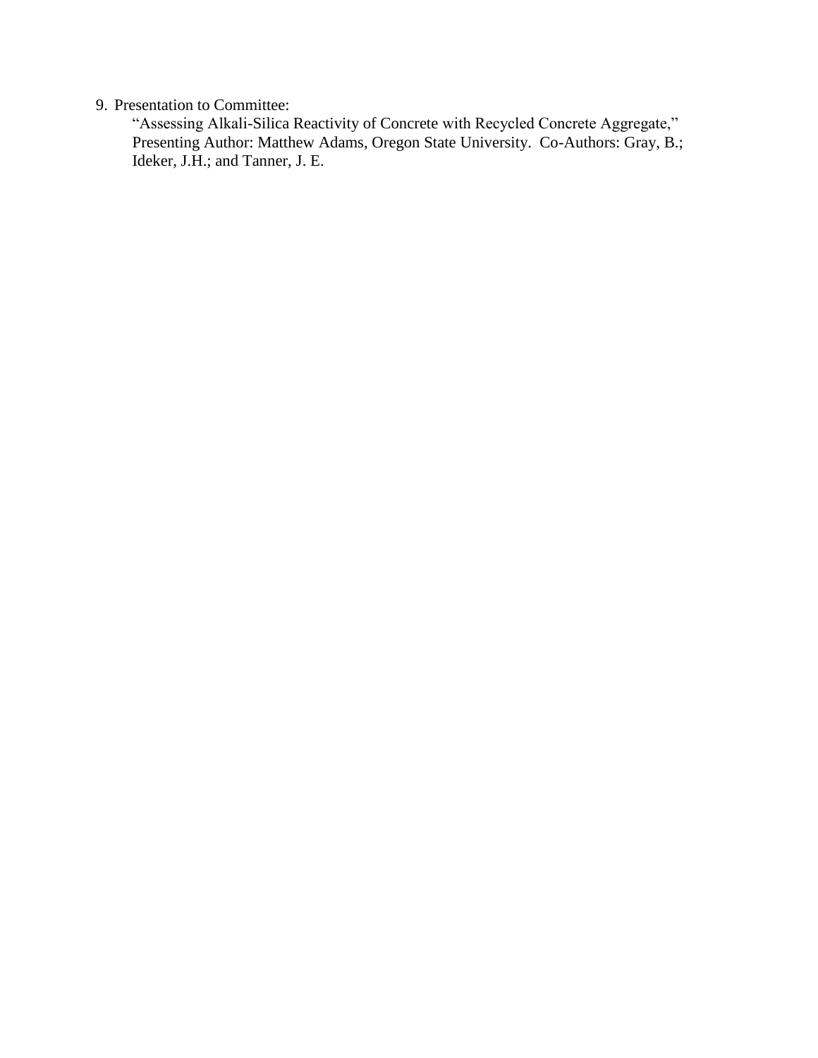9. Presentation to Committee:
   "Assessing Alkali-Silica Reactivity of Concrete with Recycled Concrete Aggregate," Presenting Author: Matthew Adams, Oregon State University. Co-Authors: Gray, B.; Ideker, J.H.; and Tanner, J. E.